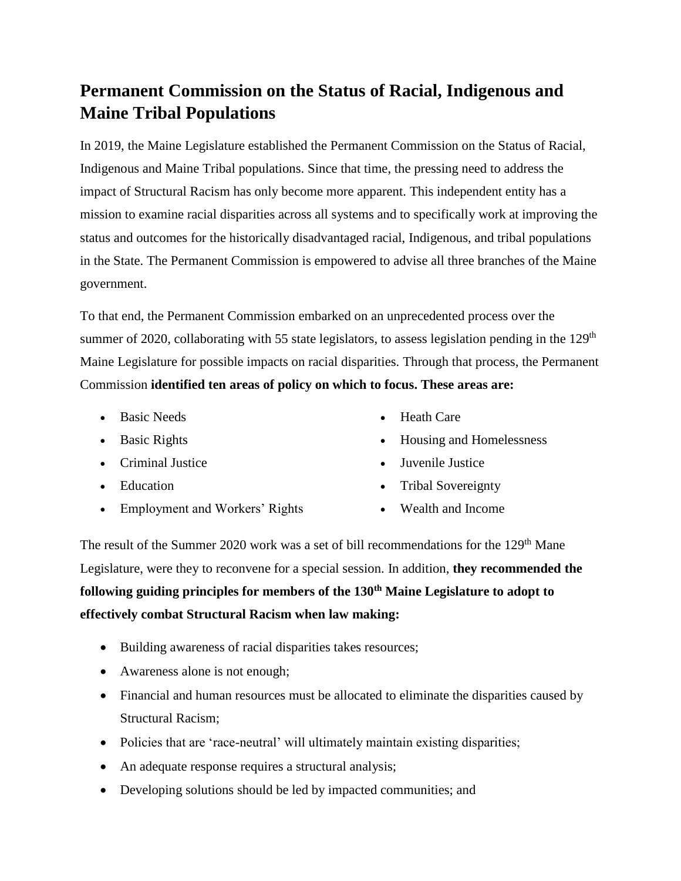# Permanent Commission on the Status of Racial, Indigenous and Maine Tribal Populations

In 2019, the Maine Legislature established the Permanent Commission on the Status of Racial, Indigenous and Maine Tribal populations. Since that time, the pressing need to address the impact of Structural Racism has only become more apparent. This independent entity has a mission to examine racial disparities across all systems and to specifically work at improving the status and outcomes for the historically disadvantaged racial, Indigenous, and tribal populations in the State. The Permanent Commission is empowered to advise all three branches of the Maine government.

To that end, the Permanent Commission embarked on an unprecedented process over the summer of 2020, collaborating with 55 state legislators, to assess legislation pending in the 129th Maine Legislature for possible impacts on racial disparities. Through that process, the Permanent Commission **identified ten areas of policy on which to focus. These areas are:**

- Basic Needs
- Basic Rights
- Criminal Justice
- Education
- Employment and Workers' Rights
- Heath Care
- Housing and Homelessness
- Juvenile Justice
- Tribal Sovereignty
- Wealth and Income

The result of the Summer 2020 work was a set of bill recommendations for the 129th Mane Legislature, were they to reconvene for a special session. In addition, **they recommended the following guiding principles for members of the 130th Maine Legislature to adopt to effectively combat Structural Racism when law making:**

- Building awareness of racial disparities takes resources;
- Awareness alone is not enough;
- Financial and human resources must be allocated to eliminate the disparities caused by Structural Racism;
- Policies that are 'race-neutral' will ultimately maintain existing disparities;
- An adequate response requires a structural analysis;
- Developing solutions should be led by impacted communities; and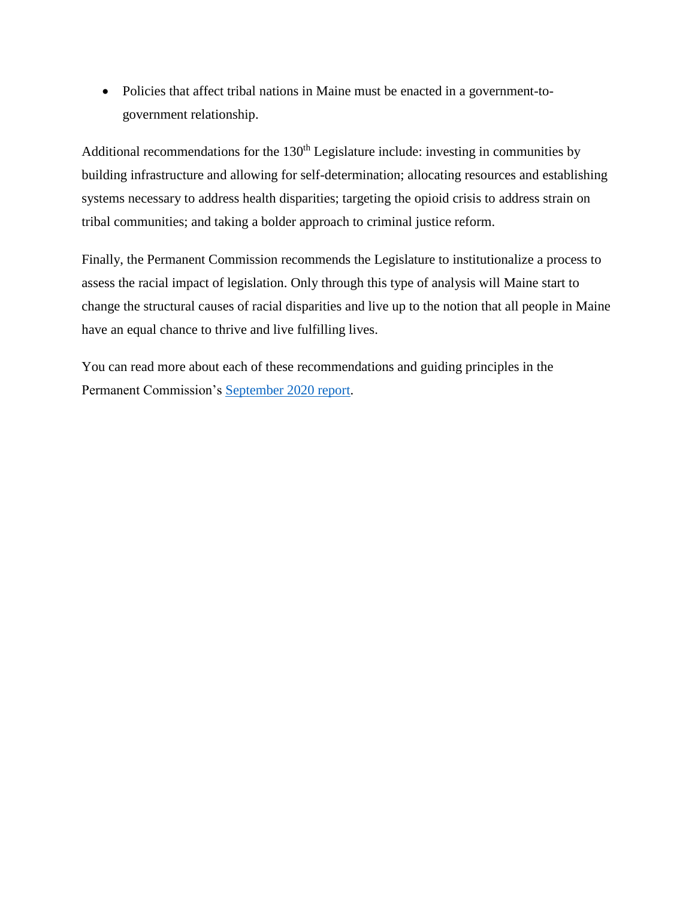- Policies that affect tribal nations in Maine must be enacted in a government-to-government relationship.

Additional recommendations for the 130th Legislature include: investing in communities by building infrastructure and allowing for self-determination; allocating resources and establishing systems necessary to address health disparities; targeting the opioid crisis to address strain on tribal communities; and taking a bolder approach to criminal justice reform.

Finally, the Permanent Commission recommends the Legislature to institutionalize a process to assess the racial impact of legislation. Only through this type of analysis will Maine start to change the structural causes of racial disparities and live up to the notion that all people in Maine have an equal chance to thrive and live fulfilling lives.

You can read more about each of these recommendations and guiding principles in the Permanent Commission's September 2020 report.